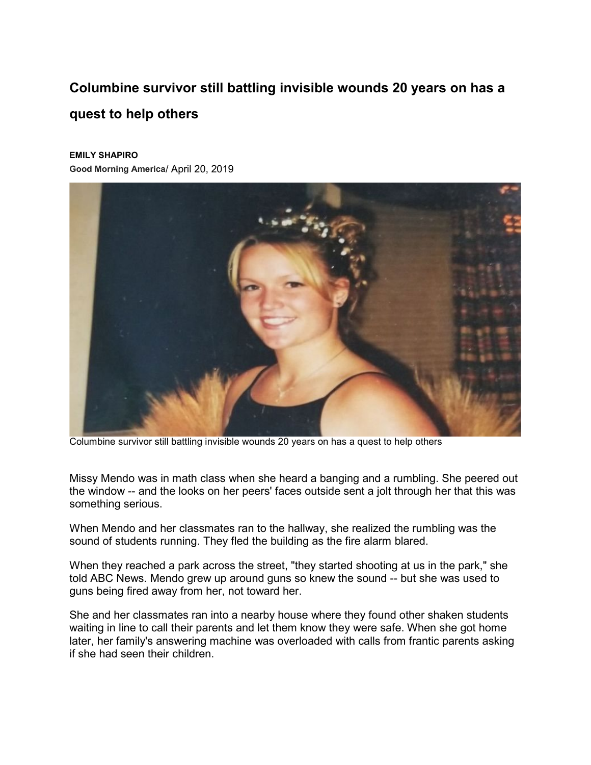# Columbine survivor still battling invisible wounds 20 years on has a quest to help others

**EMILY SHAPIRO**

**Good Morning America**/ April 20, 2019

Columbine survivor still battling invisible wounds 20 years on has a quest to help others

Missy Mendo was in math class when she heard a banging and a rumbling. She peered out the window -- and the looks on her peers' faces outside sent a jolt through her that this was something serious.

When Mendo and her classmates ran to the hallway, she realized the rumbling was the sound of students running. They fled the building as the fire alarm blared.

When they reached a park across the street, "they started shooting at us in the park," she told ABC News. Mendo grew up around guns so knew the sound -- but she was used to guns being fired away from her, not toward her.

She and her classmates ran into a nearby house where they found other shaken students waiting in line to call their parents and let them know they were safe. When she got home later, her family's answering machine was overloaded with calls from frantic parents asking if she had seen their children.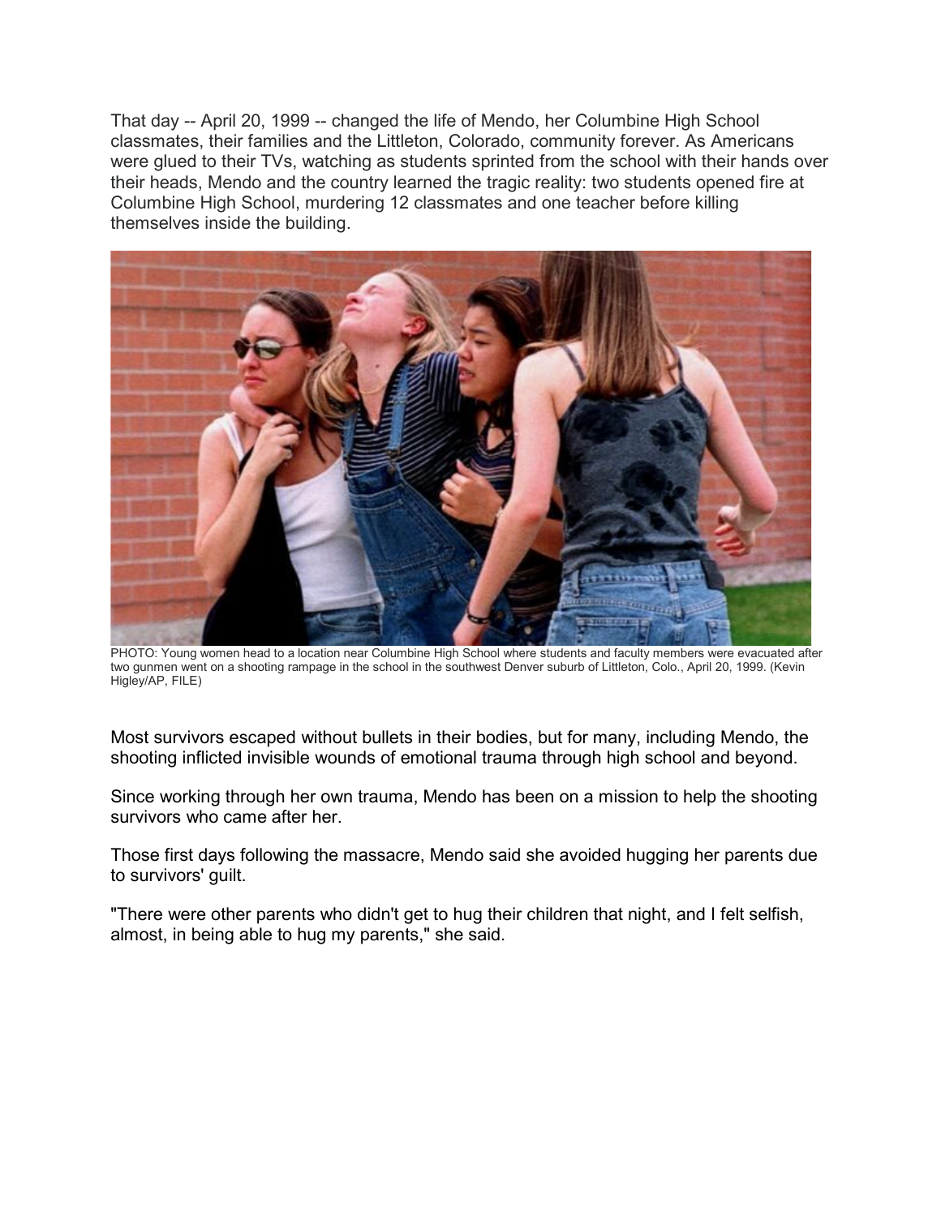That day -- April 20, 1999 -- changed the life of Mendo, her Columbine High School classmates, their families and the Littleton, Colorado, community forever. As Americans were glued to their TVs, watching as students sprinted from the school with their hands over their heads, Mendo and the country learned the tragic reality: two students opened fire at Columbine High School, murdering 12 classmates and one teacher before killing themselves inside the building.

PHOTO: Young women head to a location near Columbine High School where students and faculty members were evacuated after two gunmen went on a shooting rampage in the school in the southwest Denver suburb of Littleton, Colo., April 20, 1999. (Kevin Higley/AP, FILE)

Most survivors escaped without bullets in their bodies, but for many, including Mendo, the shooting inflicted invisible wounds of emotional trauma through high school and beyond.

Since working through her own trauma, Mendo has been on a mission to help the shooting survivors who came after her.

Those first days following the massacre, Mendo said she avoided hugging her parents due to survivors' guilt.

"There were other parents who didn't get to hug their children that night, and I felt selfish, almost, in being able to hug my parents," she said.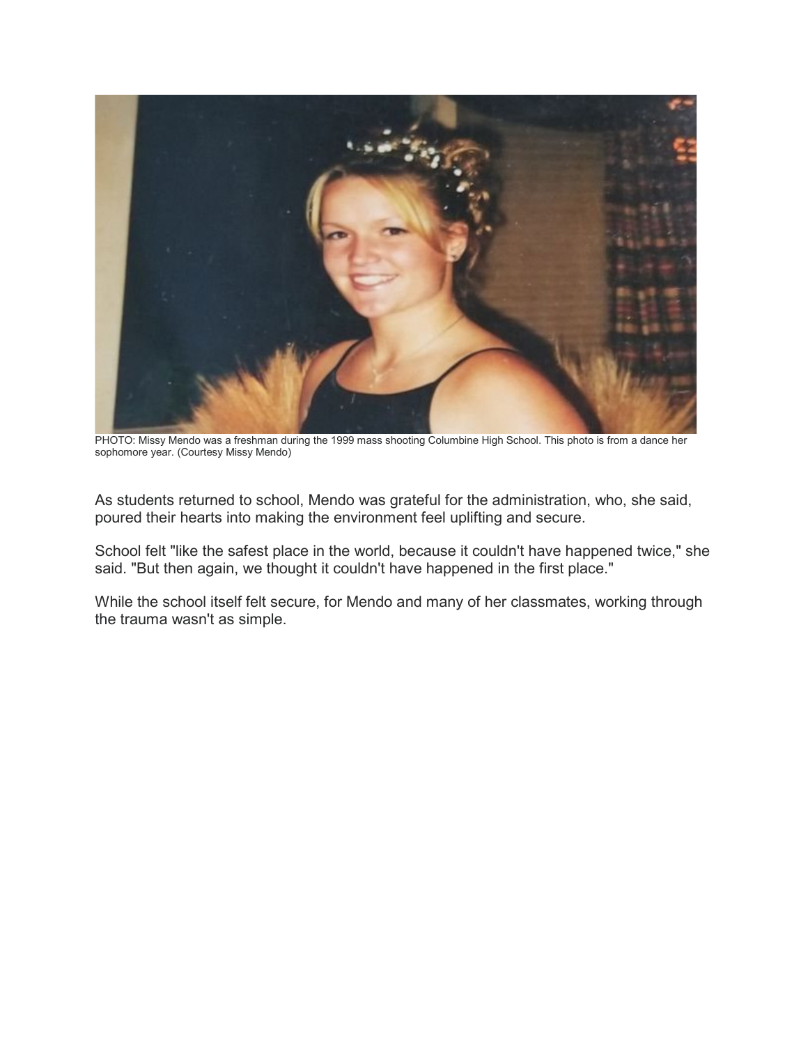PHOTO: Missy Mendo was a freshman during the 1999 mass shooting Columbine High School. This photo is from a dance her sophomore year. (Courtesy Missy Mendo)

As students returned to school, Mendo was grateful for the administration, who, she said, poured their hearts into making the environment feel uplifting and secure.

School felt "like the safest place in the world, because it couldn't have happened twice," she said. "But then again, we thought it couldn't have happened in the first place."

While the school itself felt secure, for Mendo and many of her classmates, working through the trauma wasn't as simple.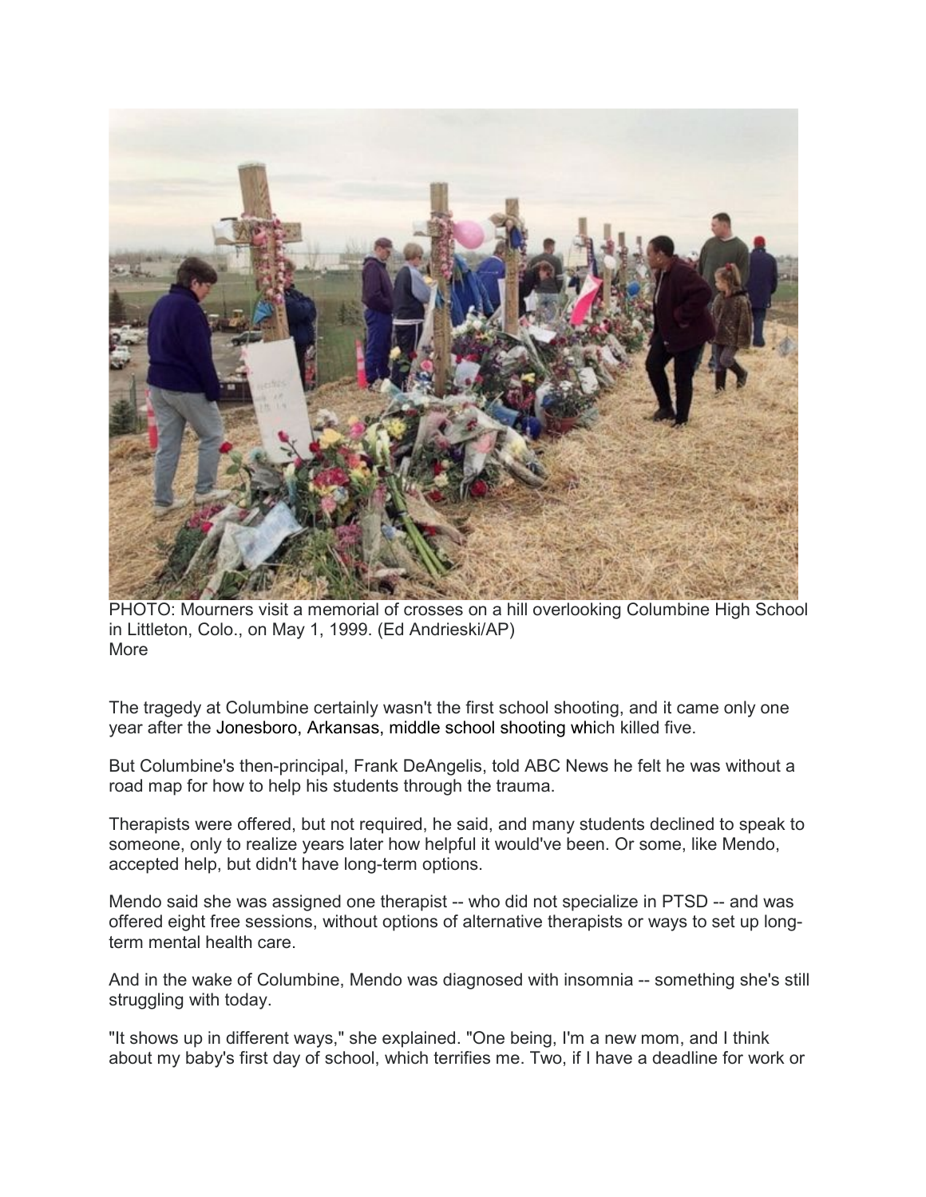PHOTO: Mourners visit a memorial of crosses on a hill overlooking Columbine High School in Littleton, Colo., on May 1, 1999. (Ed Andrieski/AP)
More

The tragedy at Columbine certainly wasn't the first school shooting, and it came only one year after the Jonesboro, Arkansas, middle school shooting which killed five.

But Columbine's then-principal, Frank DeAngelis, told ABC News he felt he was without a road map for how to help his students through the trauma.

Therapists were offered, but not required, he said, and many students declined to speak to someone, only to realize years later how helpful it would've been. Or some, like Mendo, accepted help, but didn't have long-term options.

Mendo said she was assigned one therapist -- who did not specialize in PTSD -- and was offered eight free sessions, without options of alternative therapists or ways to set up long-term mental health care.

And in the wake of Columbine, Mendo was diagnosed with insomnia -- something she's still struggling with today.

"It shows up in different ways," she explained. "One being, I'm a new mom, and I think about my baby's first day of school, which terrifies me. Two, if I have a deadline for work or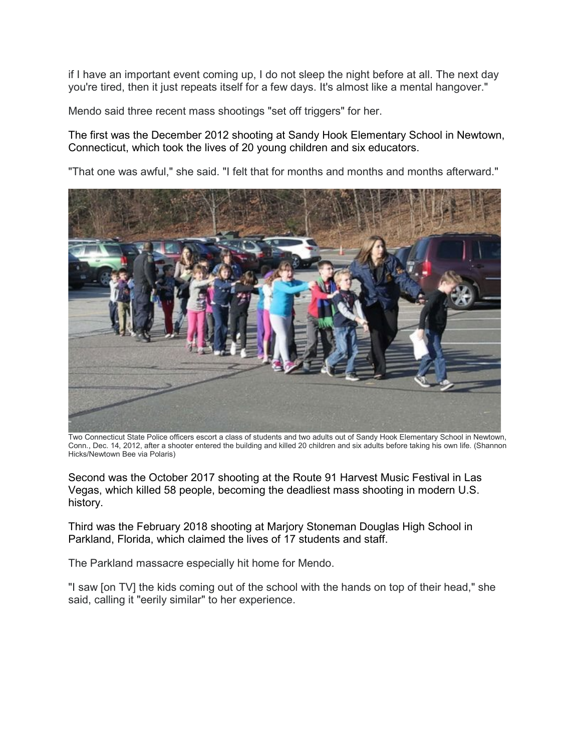if I have an important event coming up, I do not sleep the night before at all. The next day you're tired, then it just repeats itself for a few days. It's almost like a mental hangover."

Mendo said three recent mass shootings "set off triggers" for her.

The first was the December 2012 shooting at Sandy Hook Elementary School in Newtown, Connecticut, which took the lives of 20 young children and six educators.

"That one was awful," she said. "I felt that for months and months and months afterward."

Two Connecticut State Police officers escort a class of students and two adults out of Sandy Hook Elementary School in Newtown, Conn., Dec. 14, 2012, after a shooter entered the building and killed 20 children and six adults before taking his own life. (Shannon Hicks/Newtown Bee via Polaris)

Second was the October 2017 shooting at the Route 91 Harvest Music Festival in Las Vegas, which killed 58 people, becoming the deadliest mass shooting in modern U.S. history.

Third was the February 2018 shooting at Marjory Stoneman Douglas High School in Parkland, Florida, which claimed the lives of 17 students and staff.

The Parkland massacre especially hit home for Mendo.

"I saw [on TV] the kids coming out of the school with the hands on top of their head," she said, calling it "eerily similar" to her experience.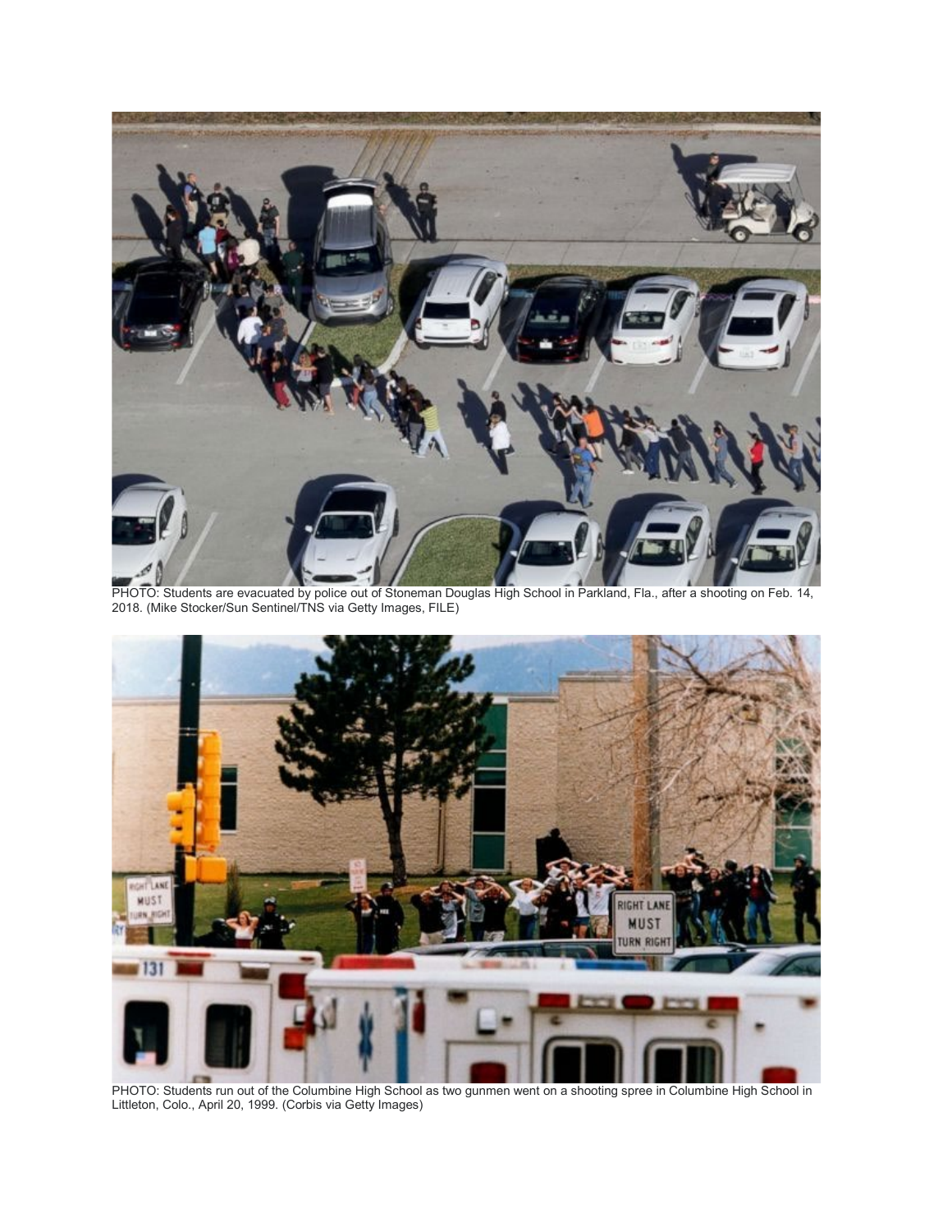PHOTO: Students are evacuated by police out of Stoneman Douglas High School in Parkland, Fla., after a shooting on Feb. 14, 2018. (Mike Stocker/Sun Sentinel/TNS via Getty Images, FILE)

PHOTO: Students run out of the Columbine High School as two gunmen went on a shooting spree in Columbine High School in Littleton, Colo., April 20, 1999. (Corbis via Getty Images)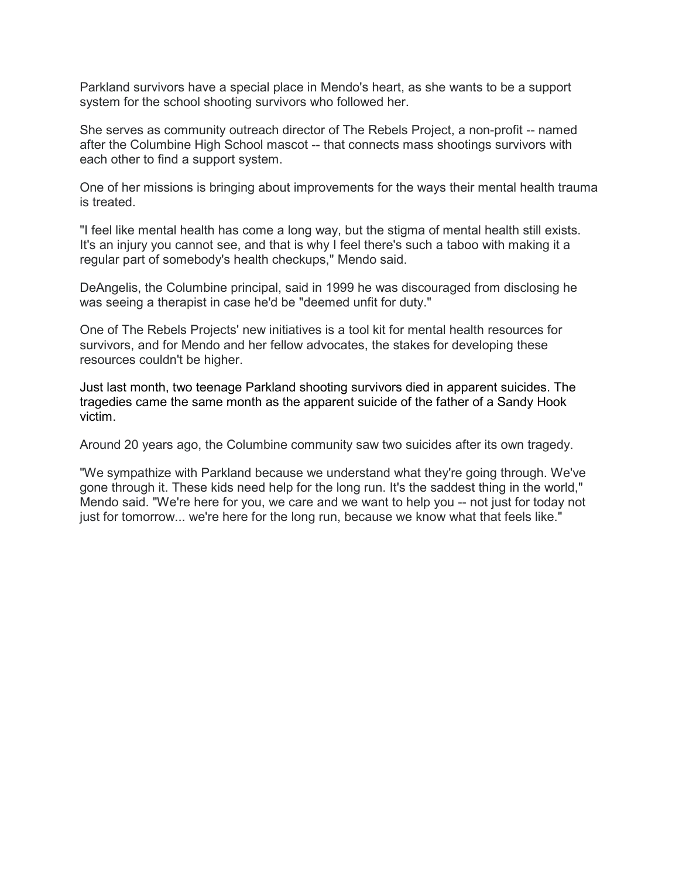Parkland survivors have a special place in Mendo's heart, as she wants to be a support system for the school shooting survivors who followed her.

She serves as community outreach director of The Rebels Project, a non-profit -- named after the Columbine High School mascot -- that connects mass shootings survivors with each other to find a support system.

One of her missions is bringing about improvements for the ways their mental health trauma is treated.

"I feel like mental health has come a long way, but the stigma of mental health still exists. It's an injury you cannot see, and that is why I feel there's such a taboo with making it a regular part of somebody's health checkups," Mendo said.

DeAngelis, the Columbine principal, said in 1999 he was discouraged from disclosing he was seeing a therapist in case he'd be "deemed unfit for duty."

One of The Rebels Projects' new initiatives is a tool kit for mental health resources for survivors, and for Mendo and her fellow advocates, the stakes for developing these resources couldn't be higher.

Just last month, two teenage Parkland shooting survivors died in apparent suicides. The tragedies came the same month as the apparent suicide of the father of a Sandy Hook victim.

Around 20 years ago, the Columbine community saw two suicides after its own tragedy.

"We sympathize with Parkland because we understand what they're going through. We've gone through it. These kids need help for the long run. It's the saddest thing in the world," Mendo said. "We're here for you, we care and we want to help you -- not just for today not just for tomorrow... we're here for the long run, because we know what that feels like."